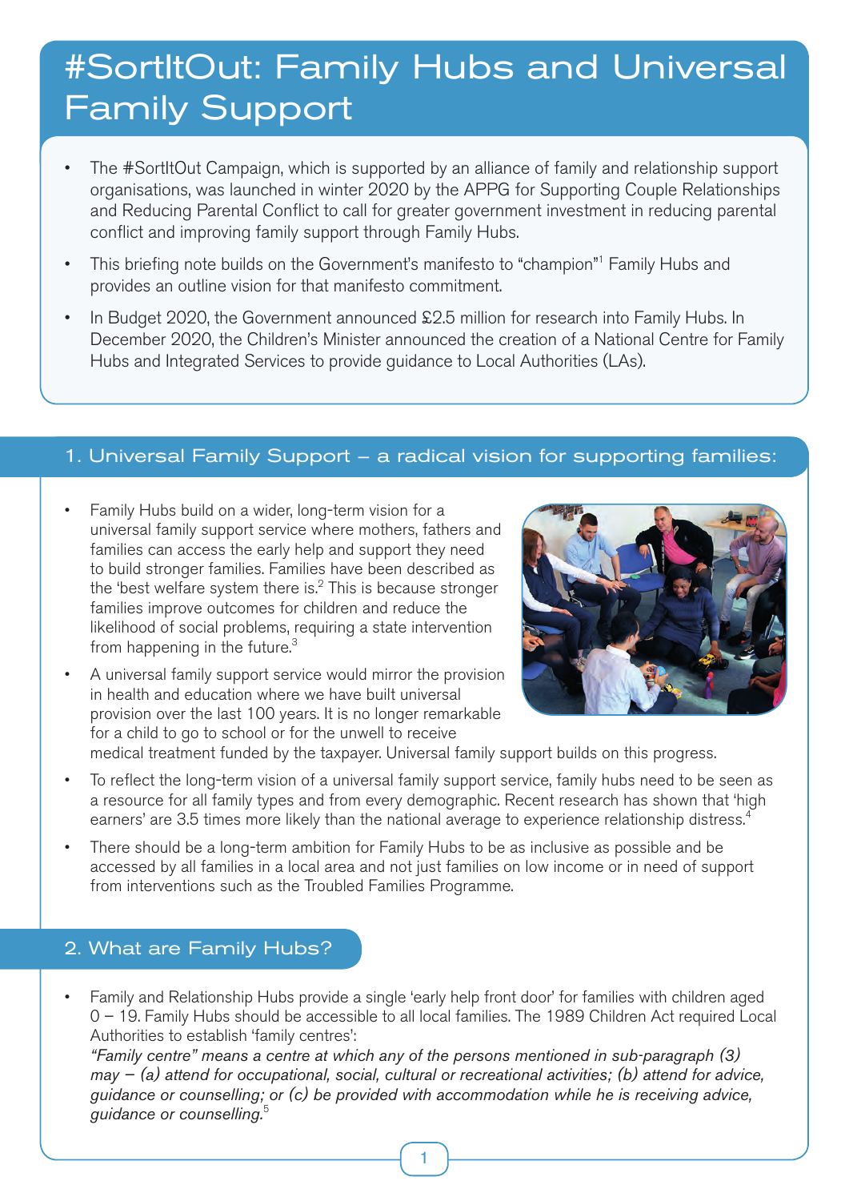# #SortItOut: Family Hubs and Universal Family Support

- The #SortItOut Campaign, which is supported by an alliance of family and relationship support organisations, was launched in winter 2020 by the APPG for Supporting Couple Relationships and Reducing Parental Conflict to call for greater government investment in reducing parental conflict and improving family support through Family Hubs.
- This briefing note builds on the Government's manifesto to "champion"[1] Family Hubs and provides an outline vision for that manifesto commitment.
- In Budget 2020, the Government announced £2.5 million for research into Family Hubs. In December 2020, the Children's Minister announced the creation of a National Centre for Family Hubs and Integrated Services to provide guidance to Local Authorities (LAs).

## 1. Universal Family Support – a radical vision for supporting families:

- Family Hubs build on a wider, long-term vision for a universal family support service where mothers, fathers and families can access the early help and support they need to build stronger families. Families have been described as the 'best welfare system there is.[2] This is because stronger families improve outcomes for children and reduce the likelihood of social problems, requiring a state intervention from happening in the future.[3]
- A universal family support service would mirror the provision in health and education where we have built universal provision over the last 100 years. It is no longer remarkable for a child to go to school or for the unwell to receive medical treatment funded by the taxpayer. Universal family support builds on this progress.
- To reflect the long-term vision of a universal family support service, family hubs need to be seen as a resource for all family types and from every demographic. Recent research has shown that 'high earners' are 3.5 times more likely than the national average to experience relationship distress.[4]
- There should be a long-term ambition for Family Hubs to be as inclusive as possible and be accessed by all families in a local area and not just families on low income or in need of support from interventions such as the Troubled Families Programme.

## 2. What are Family Hubs?

- Family and Relationship Hubs provide a single 'early help front door' for families with children aged 0 – 19. Family Hubs should be accessible to all local families. The 1989 Children Act required Local Authorities to establish 'family centres':
  *"Family centre" means a centre at which any of the persons mentioned in sub-paragraph (3) may – (a) attend for occupational, social, cultural or recreational activities; (b) attend for advice, guidance or counselling; or (c) be provided with accommodation while he is receiving advice, guidance or counselling.*[5]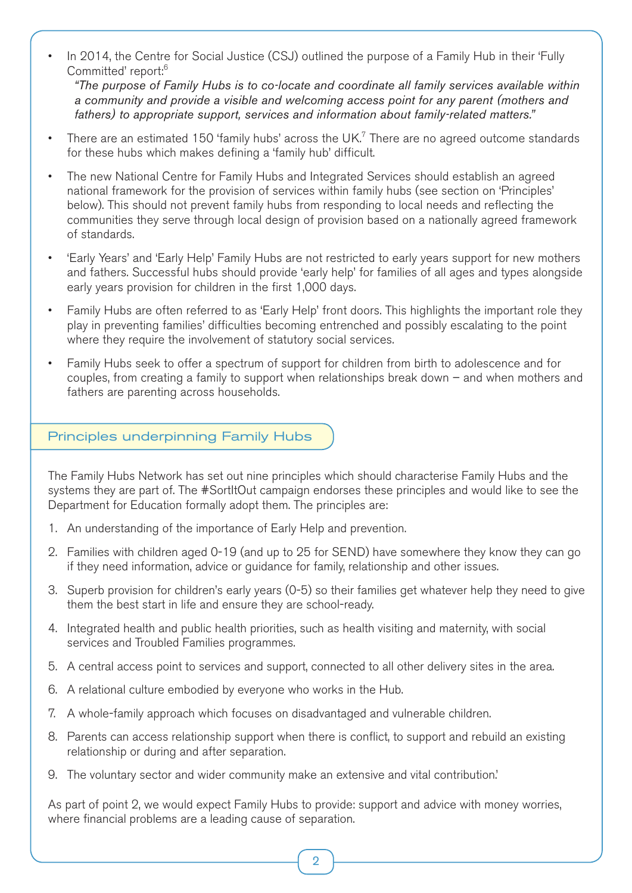- In 2014, the Centre for Social Justice (CSJ) outlined the purpose of a Family Hub in their 'Fully Committed' report:[6]

  *"The purpose of Family Hubs is to co-locate and coordinate all family services available within a community and provide a visible and welcoming access point for any parent (mothers and fathers) to appropriate support, services and information about family-related matters."*

- There are an estimated 150 'family hubs' across the UK.[7] There are no agreed outcome standards for these hubs which makes defining a 'family hub' difficult.

- The new National Centre for Family Hubs and Integrated Services should establish an agreed national framework for the provision of services within family hubs (see section on 'Principles' below). This should not prevent family hubs from responding to local needs and reflecting the communities they serve through local design of provision based on a nationally agreed framework of standards.

- 'Early Years' and 'Early Help' Family Hubs are not restricted to early years support for new mothers and fathers. Successful hubs should provide 'early help' for families of all ages and types alongside early years provision for children in the first 1,000 days.

- Family Hubs are often referred to as 'Early Help' front doors. This highlights the important role they play in preventing families' difficulties becoming entrenched and possibly escalating to the point where they require the involvement of statutory social services.

- Family Hubs seek to offer a spectrum of support for children from birth to adolescence and for couples, from creating a family to support when relationships break down – and when mothers and fathers are parenting across households.

## Principles underpinning Family Hubs

The Family Hubs Network has set out nine principles which should characterise Family Hubs and the systems they are part of. The #SortItOut campaign endorses these principles and would like to see the Department for Education formally adopt them. The principles are:

1. An understanding of the importance of Early Help and prevention.
2. Families with children aged 0-19 (and up to 25 for SEND) have somewhere they know they can go if they need information, advice or guidance for family, relationship and other issues.
3. Superb provision for children's early years (0-5) so their families get whatever help they need to give them the best start in life and ensure they are school-ready.
4. Integrated health and public health priorities, such as health visiting and maternity, with social services and Troubled Families programmes.
5. A central access point to services and support, connected to all other delivery sites in the area.
6. A relational culture embodied by everyone who works in the Hub.
7. A whole-family approach which focuses on disadvantaged and vulnerable children.
8. Parents can access relationship support when there is conflict, to support and rebuild an existing relationship or during and after separation.
9. The voluntary sector and wider community make an extensive and vital contribution.'

As part of point 2, we would expect Family Hubs to provide: support and advice with money worries, where financial problems are a leading cause of separation.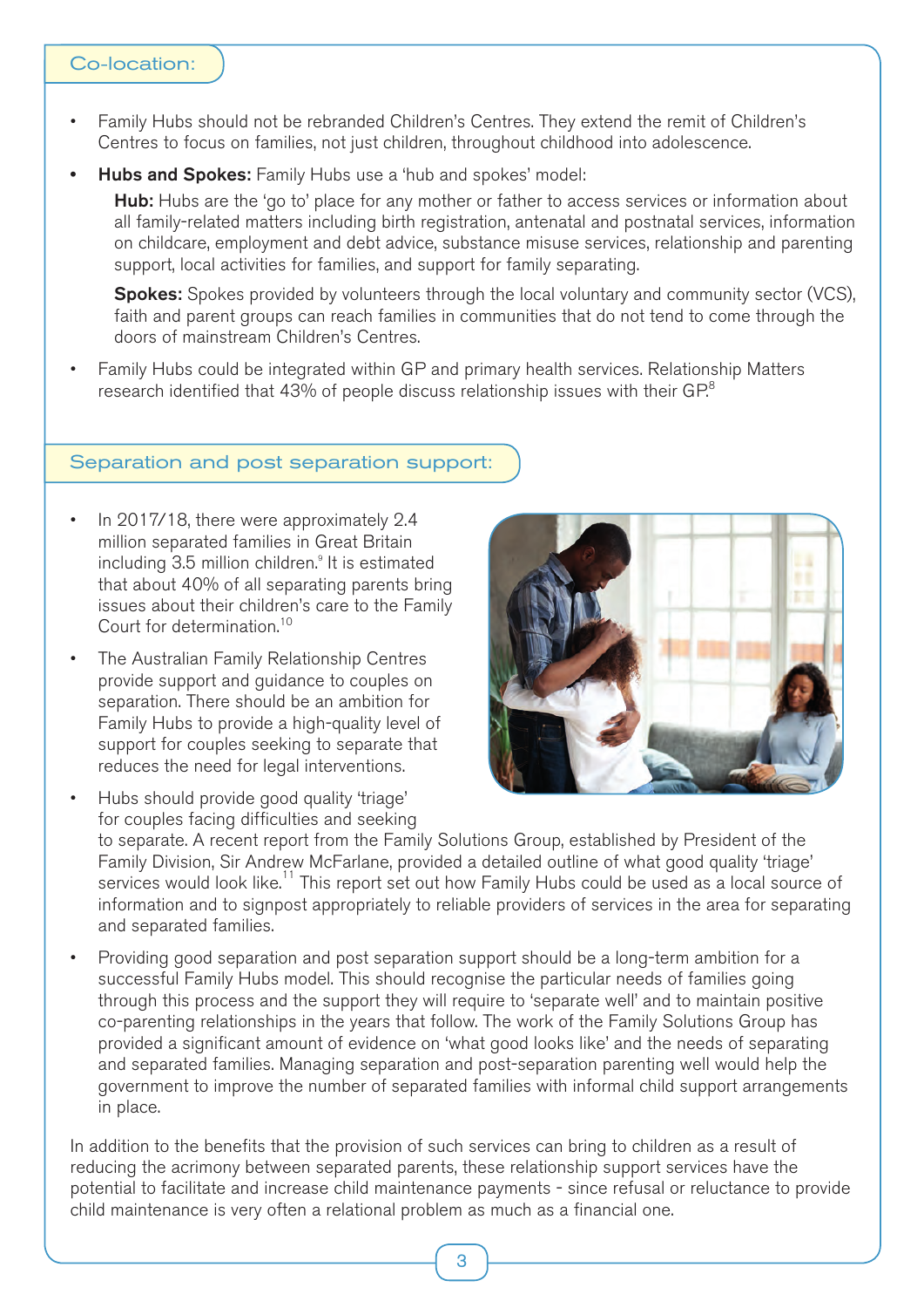## Co-location:

- Family Hubs should not be rebranded Children's Centres. They extend the remit of Children's Centres to focus on families, not just children, throughout childhood into adolescence.
- **Hubs and Spokes:** Family Hubs use a 'hub and spokes' model:

  **Hub:** Hubs are the 'go to' place for any mother or father to access services or information about all family-related matters including birth registration, antenatal and postnatal services, information on childcare, employment and debt advice, substance misuse services, relationship and parenting support, local activities for families, and support for family separating.

  **Spokes:** Spokes provided by volunteers through the local voluntary and community sector (VCS), faith and parent groups can reach families in communities that do not tend to come through the doors of mainstream Children's Centres.

- Family Hubs could be integrated within GP and primary health services. Relationship Matters research identified that 43% of people discuss relationship issues with their GP.[8]

## Separation and post separation support:

- In 2017/18, there were approximately 2.4 million separated families in Great Britain including 3.5 million children.[9] It is estimated that about 40% of all separating parents bring issues about their children's care to the Family Court for determination.[10]
- The Australian Family Relationship Centres provide support and guidance to couples on separation. There should be an ambition for Family Hubs to provide a high-quality level of support for couples seeking to separate that reduces the need for legal interventions.
- Hubs should provide good quality 'triage' for couples facing difficulties and seeking to separate. A recent report from the Family Solutions Group, established by President of the Family Division, Sir Andrew McFarlane, provided a detailed outline of what good quality 'triage' services would look like.[11] This report set out how Family Hubs could be used as a local source of information and to signpost appropriately to reliable providers of services in the area for separating and separated families.
- Providing good separation and post separation support should be a long-term ambition for a successful Family Hubs model. This should recognise the particular needs of families going through this process and the support they will require to 'separate well' and to maintain positive co-parenting relationships in the years that follow. The work of the Family Solutions Group has provided a significant amount of evidence on 'what good looks like' and the needs of separating and separated families. Managing separation and post-separation parenting well would help the government to improve the number of separated families with informal child support arrangements in place.

In addition to the benefits that the provision of such services can bring to children as a result of reducing the acrimony between separated parents, these relationship support services have the potential to facilitate and increase child maintenance payments - since refusal or reluctance to provide child maintenance is very often a relational problem as much as a financial one.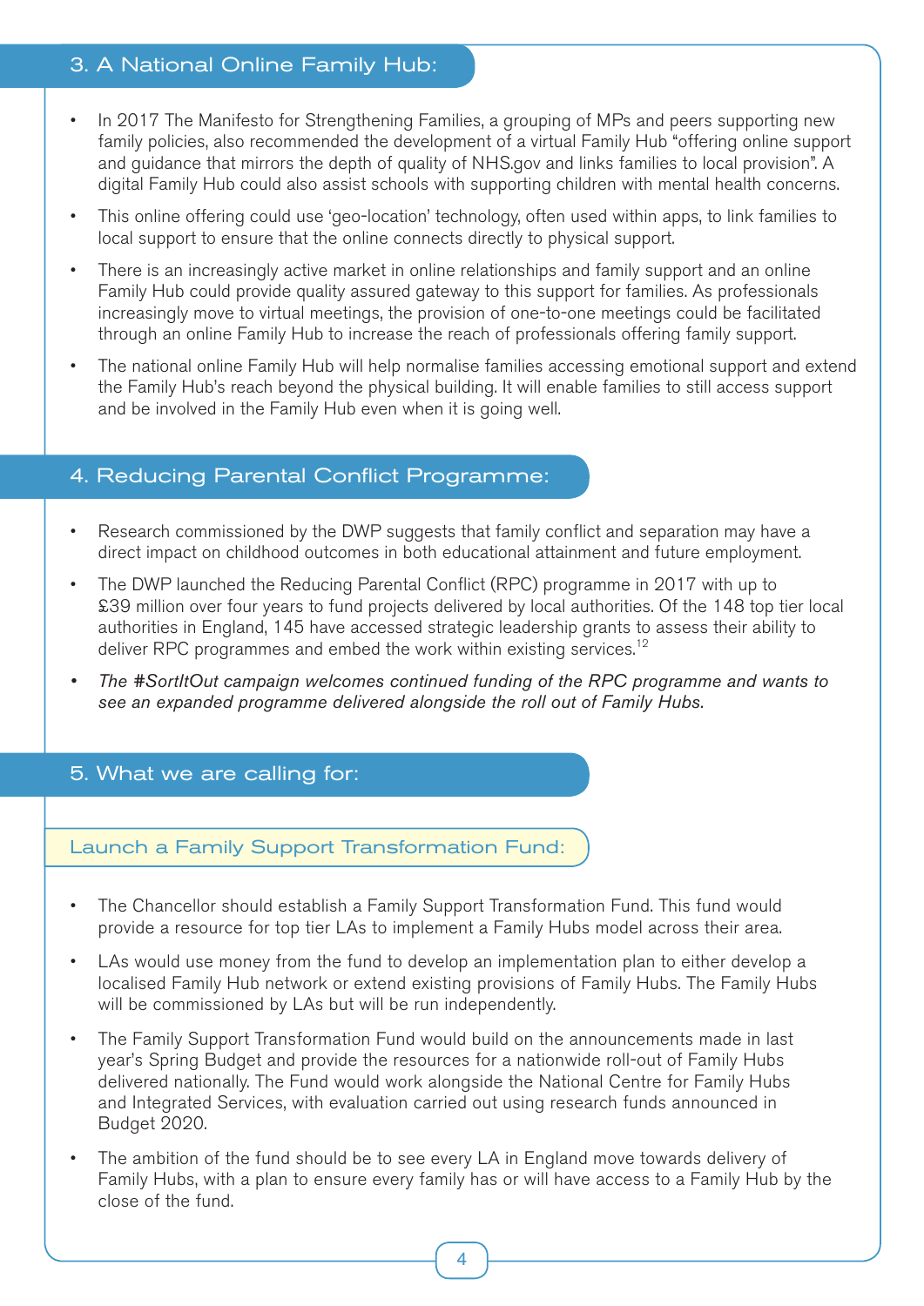## 3. A National Online Family Hub:

- In 2017 The Manifesto for Strengthening Families, a grouping of MPs and peers supporting new family policies, also recommended the development of a virtual Family Hub "offering online support and guidance that mirrors the depth of quality of NHS.gov and links families to local provision". A digital Family Hub could also assist schools with supporting children with mental health concerns.
- This online offering could use 'geo-location' technology, often used within apps, to link families to local support to ensure that the online connects directly to physical support.
- There is an increasingly active market in online relationships and family support and an online Family Hub could provide quality assured gateway to this support for families. As professionals increasingly move to virtual meetings, the provision of one-to-one meetings could be facilitated through an online Family Hub to increase the reach of professionals offering family support.
- The national online Family Hub will help normalise families accessing emotional support and extend the Family Hub's reach beyond the physical building. It will enable families to still access support and be involved in the Family Hub even when it is going well.

## 4. Reducing Parental Conflict Programme:

- Research commissioned by the DWP suggests that family conflict and separation may have a direct impact on childhood outcomes in both educational attainment and future employment.
- The DWP launched the Reducing Parental Conflict (RPC) programme in 2017 with up to £39 million over four years to fund projects delivered by local authorities. Of the 148 top tier local authorities in England, 145 have accessed strategic leadership grants to assess their ability to deliver RPC programmes and embed the work within existing services.[12]
- *The #SortItOut campaign welcomes continued funding of the RPC programme and wants to see an expanded programme delivered alongside the roll out of Family Hubs.*

## 5. What we are calling for:

### Launch a Family Support Transformation Fund:

- The Chancellor should establish a Family Support Transformation Fund. This fund would provide a resource for top tier LAs to implement a Family Hubs model across their area.
- LAs would use money from the fund to develop an implementation plan to either develop a localised Family Hub network or extend existing provisions of Family Hubs. The Family Hubs will be commissioned by LAs but will be run independently.
- The Family Support Transformation Fund would build on the announcements made in last year's Spring Budget and provide the resources for a nationwide roll-out of Family Hubs delivered nationally. The Fund would work alongside the National Centre for Family Hubs and Integrated Services, with evaluation carried out using research funds announced in Budget 2020.
- The ambition of the fund should be to see every LA in England move towards delivery of Family Hubs, with a plan to ensure every family has or will have access to a Family Hub by the close of the fund.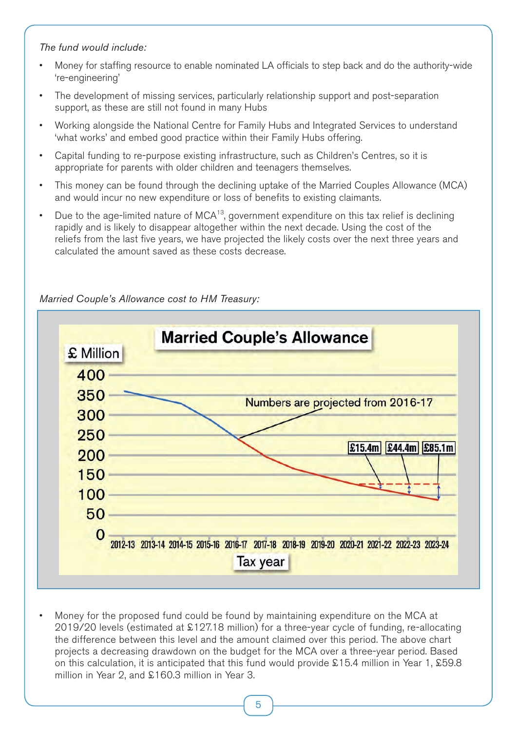*The fund would include:*

- Money for staffing resource to enable nominated LA officials to step back and do the authority-wide 're-engineering'
- The development of missing services, particularly relationship support and post-separation support, as these are still not found in many Hubs
- Working alongside the National Centre for Family Hubs and Integrated Services to understand 'what works' and embed good practice within their Family Hubs offering.
- Capital funding to re-purpose existing infrastructure, such as Children's Centres, so it is appropriate for parents with older children and teenagers themselves.
- This money can be found through the declining uptake of the Married Couples Allowance (MCA) and would incur no new expenditure or loss of benefits to existing claimants.
- Due to the age-limited nature of MCA[13], government expenditure on this tax relief is declining rapidly and is likely to disappear altogether within the next decade. Using the cost of the reliefs from the last five years, we have projected the likely costs over the next three years and calculated the amount saved as these costs decrease.

*Married Couple's Allowance cost to HM Treasury:*

**Married Couple's Allowance**

£ Million

Numbers are projected from 2016-17

£15.4m £44.4m £85.1m

Tax year: 2012-13, 2013-14, 2014-15, 2015-16, 2016-17, 2017-18, 2018-19, 2019-20, 2020-21, 2021-22, 2022-23, 2023-24

- Money for the proposed fund could be found by maintaining expenditure on the MCA at 2019/20 levels (estimated at £127.18 million) for a three-year cycle of funding, re-allocating the difference between this level and the amount claimed over this period. The above chart projects a decreasing drawdown on the budget for the MCA over a three-year period. Based on this calculation, it is anticipated that this fund would provide £15.4 million in Year 1, £59.8 million in Year 2, and £160.3 million in Year 3.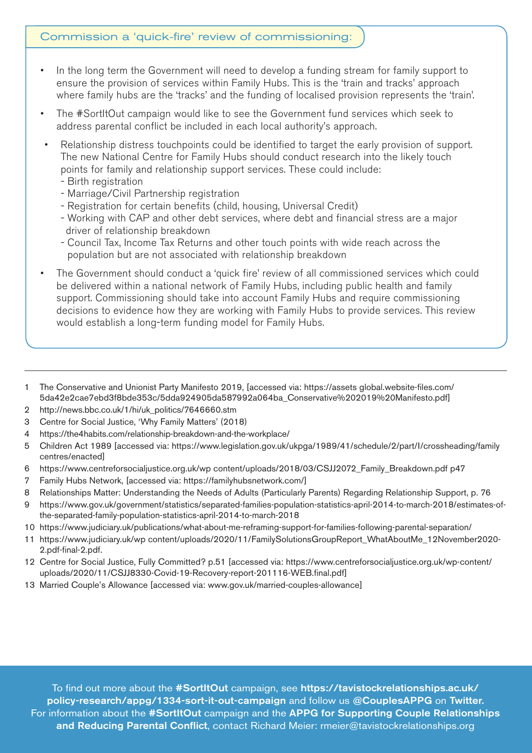## Commission a 'quick-fire' review of commissioning:

- In the long term the Government will need to develop a funding stream for family support to ensure the provision of services within Family Hubs. This is the 'train and tracks' approach where family hubs are the 'tracks' and the funding of localised provision represents the 'train'.
- The #SortItOut campaign would like to see the Government fund services which seek to address parental conflict be included in each local authority's approach.
- Relationship distress touchpoints could be identified to target the early provision of support. The new National Centre for Family Hubs should conduct research into the likely touch points for family and relationship support services. These could include:
  - Birth registration
  - Marriage/Civil Partnership registration
  - Registration for certain benefits (child, housing, Universal Credit)
  - Working with CAP and other debt services, where debt and financial stress are a major driver of relationship breakdown
  - Council Tax, Income Tax Returns and other touch points with wide reach across the population but are not associated with relationship breakdown
- The Government should conduct a 'quick fire' review of all commissioned services which could be delivered within a national network of Family Hubs, including public health and family support. Commissioning should take into account Family Hubs and require commissioning decisions to evidence how they are working with Family Hubs to provide services. This review would establish a long-term funding model for Family Hubs.

---

1 The Conservative and Unionist Party Manifesto 2019, [accessed via: https://assets global.website-files.com/5da42e2cae7ebd3f8bde353c/5dda924905da587992a064ba_Conservative%202019%20Manifesto.pdf]
2 http://news.bbc.co.uk/1/hi/uk_politics/7646660.stm
3 Centre for Social Justice, 'Why Family Matters' (2018)
4 https://the4habits.com/relationship-breakdown-and-the-workplace/
5 Children Act 1989 [accessed via: https://www.legislation.gov.uk/ukpga/1989/41/schedule/2/part/I/crossheading/family centres/enacted]
6 https://www.centreforsocialjustice.org.uk/wp content/uploads/2018/03/CSJJ2072_Family_Breakdown.pdf p47
7 Family Hubs Network, [accessed via: https://familyhubsnetwork.com/]
8 Relationships Matter: Understanding the Needs of Adults (Particularly Parents) Regarding Relationship Support, p. 76
9 https://www.gov.uk/government/statistics/separated-families-population-statistics-april-2014-to-march-2018/estimates-of-the-separated-family-population-statistics-april-2014-to-march-2018
10 https://www.judiciary.uk/publications/what-about-me-reframing-support-for-families-following-parental-separation/
11 https://www.judiciary.uk/wp content/uploads/2020/11/FamilySolutionsGroupReport_WhatAboutMe_12November2020-2.pdf-final-2.pdf.
12 Centre for Social Justice, Fully Committed? p.51 [accessed via: https://www.centreforsocialjustice.org.uk/wp-content/uploads/2020/11/CSJJ8330-Covid-19-Recovery-report-201116-WEB.final.pdf]
13 Married Couple's Allowance [accessed via: www.gov.uk/married-couples-allowance]

To find out more about the **#SortItOut** campaign, see **https://tavistockrelationships.ac.uk/policy-research/appg/1334-sort-it-out-campaign** and follow us **@CouplesAPPG** on **Twitter**. For information about the **#SortItOut** campaign and the **APPG for Supporting Couple Relationships and Reducing Parental Conflict**, contact Richard Meier: rmeier@tavistockrelationships.org